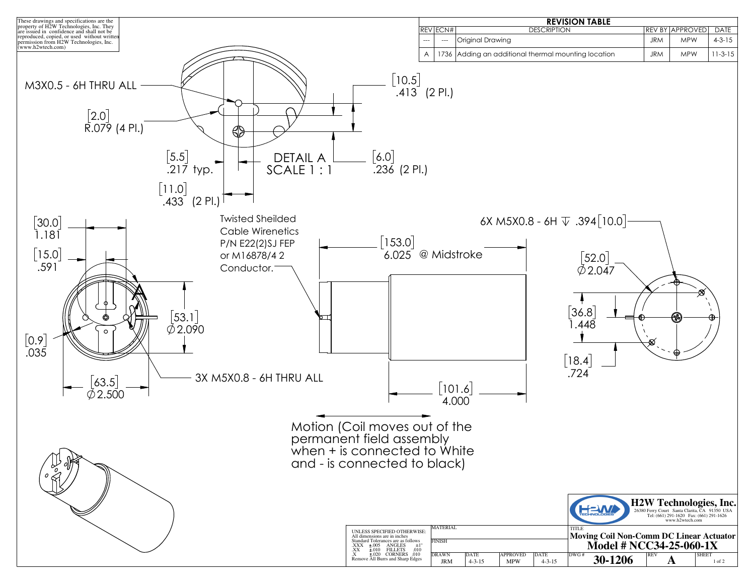These drawings and specifications are the property of H2W Technologies, Inc. They are issued in confidence and shall not be reproduced, copied, or used without written permission from H2W Technologies, Inc. (www.h2wtech.com)

## REVISION TABLE

| REV | ECN# | DESCRIPTION | REV BY | APPROVED | DATE |
|---|---|---|---|---|---|
| --- | --- | Original Drawing | JRM | MPW | 4-3-15 |
| A | 1736 | Adding an additional thermal mounting location | JRM | MPW | 11-3-15 |

M3X0.5 - 6H THRU ALL

[10.5] .413 (2 Pl.)

[2.0] R.079 (4 Pl.)

[5.5] .217 typ.

DETAIL A
SCALE 1 : 1

[6.0] .236 (2 Pl.)

[11.0] .433 (2 Pl.)

[30.0] 1.181

[15.0] .591

Twisted Sheilded Cable Wirenetics P/N E22(2)SJ FEP or M16878/4 2 Conductor.

[153.0] 6.025 @ Midstroke

6X M5X0.8 - 6H ↧ .394 [10.0]

[52.0] ∅2.047

[53.1] ∅2.090

[36.8] 1.448

[0.9] .035

[18.4] .724

3X M5X0.8 - 6H THRU ALL

[63.5] ∅2.500

[101.6] 4.000

Motion (Coil moves out of the permanent field assembly when + is connected to White and - is connected to black)

UNLESS SPECIFIED OTHERWISE:
All dimensions are in inches
Standard Tolerances are as follows
.XXX ±.005 ANGLES ±1°
.XX ±.010 FILLETS .010
.X ±.020 CORNERS .010
Remove All Burrs and Sharp Edges

MATERIAL

FINISH

| DRAWN | DATE | APPROVED | DATE |
|---|---|---|---|
| JRM | 4-3-15 | MPW | 4-3-15 |

**H2W Technologies, Inc.**
26380 Ferry Court Santa Clarita, CA 91350 USA
Tel: (661) 291-1620 Fax: (661) 291-1626
www.h2wtech.com

TITLE
**Moving Coil Non-Comm DC Linear Actuator**
**Model # NCC34-25-060-1X**

| DWG # | REV | SHEET |
|---|---|---|
| 30-1206 | A | 1 of 2 |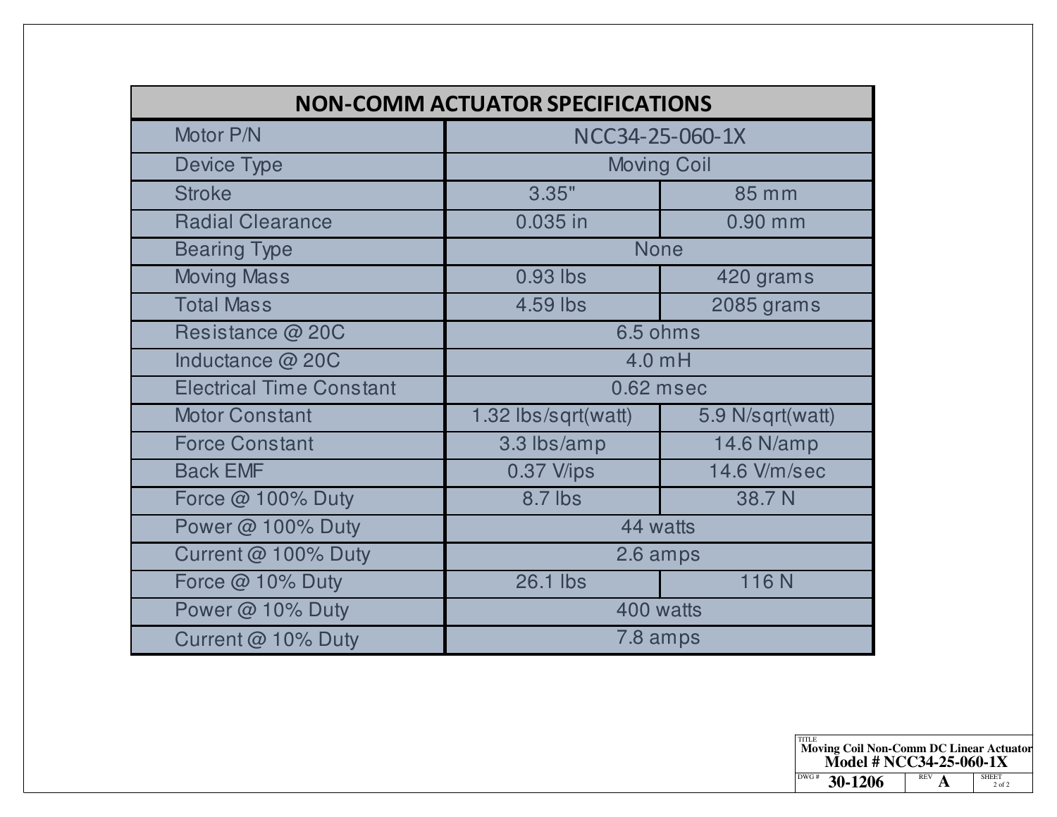## NON-COMM ACTUATOR SPECIFICATIONS

| | | |
|---|---|---|
| Motor P/N | NCC34-25-060-1X | |
| Device Type | Moving Coil | |
| Stroke | 3.35" | 85 mm |
| Radial Clearance | 0.035 in | 0.90 mm |
| Bearing Type | None | |
| Moving Mass | 0.93 lbs | 420 grams |
| Total Mass | 4.59 lbs | 2085 grams |
| Resistance @ 20C | 6.5 ohms | |
| Inductance @ 20C | 4.0 mH | |
| Electrical Time Constant | 0.62 msec | |
| Motor Constant | 1.32 lbs/sqrt(watt) | 5.9 N/sqrt(watt) |
| Force Constant | 3.3 lbs/amp | 14.6 N/amp |
| Back EMF | 0.37 V/ips | 14.6 V/m/sec |
| Force @ 100% Duty | 8.7 lbs | 38.7 N |
| Power @ 100% Duty | 44 watts | |
| Current @ 100% Duty | 2.6 amps | |
| Force @ 10% Duty | 26.1 lbs | 116 N |
| Power @ 10% Duty | 400 watts | |
| Current @ 10% Duty | 7.8 amps | |

TITLE Moving Coil Non-Comm DC Linear Actuator
Model # NCC34-25-060-1X
DWG # 30-1206 REV A SHEET 2 of 2